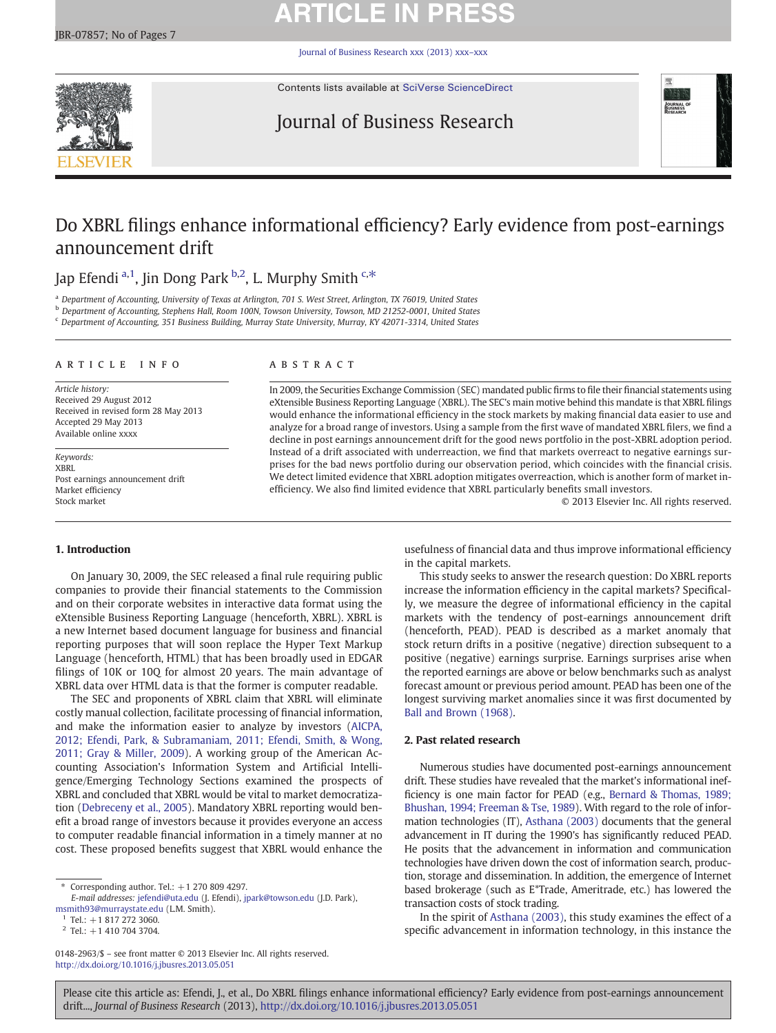# Do XBRL filings enhance informational efficiency? Early evidence from post-earnings announcement drift

Jap Efendi [a,1], Jin Dong Park [b,2], L. Murphy Smith [c,*]

[a] Department of Accounting, University of Texas at Arlington, 701 S. West Street, Arlington, TX 76019, United States
[b] Department of Accounting, Stephens Hall, Room 100N, Towson University, Towson, MD 21252-0001, United States
[c] Department of Accounting, 351 Business Building, Murray State University, Murray, KY 42071-3314, United States

## ARTICLE INFO

*Article history:*
Received 29 August 2012
Received in revised form 28 May 2013
Accepted 29 May 2013
Available online xxxx

*Keywords:*
XBRL
Post earnings announcement drift
Market efficiency
Stock market

## ABSTRACT

In 2009, the Securities Exchange Commission (SEC) mandated public firms to file their financial statements using eXtensible Business Reporting Language (XBRL). The SEC's main motive behind this mandate is that XBRL filings would enhance the informational efficiency in the stock markets by making financial data easier to use and analyze for a broad range of investors. Using a sample from the first wave of mandated XBRL filers, we find a decline in post earnings announcement drift for the good news portfolio in the post-XBRL adoption period. Instead of a drift associated with underreaction, we find that markets overreact to negative earnings surprises for the bad news portfolio during our observation period, which coincides with the financial crisis. We detect limited evidence that XBRL adoption mitigates overreaction, which is another form of market inefficiency. We also find limited evidence that XBRL particularly benefits small investors.

© 2013 Elsevier Inc. All rights reserved.

## 1. Introduction

On January 30, 2009, the SEC released a final rule requiring public companies to provide their financial statements to the Commission and on their corporate websites in interactive data format using the eXtensible Business Reporting Language (henceforth, XBRL). XBRL is a new Internet based document language for business and financial reporting purposes that will soon replace the Hyper Text Markup Language (henceforth, HTML) that has been broadly used in EDGAR filings of 10K or 10Q for almost 20 years. The main advantage of XBRL data over HTML data is that the former is computer readable.

The SEC and proponents of XBRL claim that XBRL will eliminate costly manual collection, facilitate processing of financial information, and make the information easier to analyze by investors (AICPA, 2012; Efendi, Park, & Subramaniam, 2011; Efendi, Smith, & Wong, 2011; Gray & Miller, 2009). A working group of the American Accounting Association's Information System and Artificial Intelligence/Emerging Technology Sections examined the prospects of XBRL and concluded that XBRL would be vital to market democratization (Debreceny et al., 2005). Mandatory XBRL reporting would benefit a broad range of investors because it provides everyone an access to computer readable financial information in a timely manner at no cost. These proposed benefits suggest that XBRL would enhance the usefulness of financial data and thus improve informational efficiency in the capital markets.

This study seeks to answer the research question: Do XBRL reports increase the information efficiency in the capital markets? Specifically, we measure the degree of informational efficiency in the capital markets with the tendency of post-earnings announcement drift (henceforth, PEAD). PEAD is described as a market anomaly that stock return drifts in a positive (negative) direction subsequent to a positive (negative) earnings surprise. Earnings surprises arise when the reported earnings are above or below benchmarks such as analyst forecast amount or previous period amount. PEAD has been one of the longest surviving market anomalies since it was first documented by Ball and Brown (1968).

## 2. Past related research

Numerous studies have documented post-earnings announcement drift. These studies have revealed that the market's informational inefficiency is one main factor for PEAD (e.g., Bernard & Thomas, 1989; Bhushan, 1994; Freeman & Tse, 1989). With regard to the role of information technologies (IT), Asthana (2003) documents that the general advancement in IT during the 1990's has significantly reduced PEAD. He posits that the advancement in information and communication technologies have driven down the cost of information search, production, storage and dissemination. In addition, the emergence of Internet based brokerage (such as E*Trade, Ameritrade, etc.) has lowered the transaction costs of stock trading.

In the spirit of Asthana (2003), this study examines the effect of a specific advancement in information technology, in this instance the

---

\* Corresponding author. Tel.: +1 270 809 4297.
*E-mail addresses:* jefendi@uta.edu (J. Efendi), jpark@towson.edu (J.D. Park), msmith93@murraystate.edu (L.M. Smith).
[1] Tel.: +1 817 272 3060.
[2] Tel.: +1 410 704 3704.

0148-2963/$ – see front matter © 2013 Elsevier Inc. All rights reserved.
http://dx.doi.org/10.1016/j.jbusres.2013.05.051

Please cite this article as: Efendi, J., et al., Do XBRL filings enhance informational efficiency? Early evidence from post-earnings announcement drift..., *Journal of Business Research* (2013), http://dx.doi.org/10.1016/j.jbusres.2013.05.051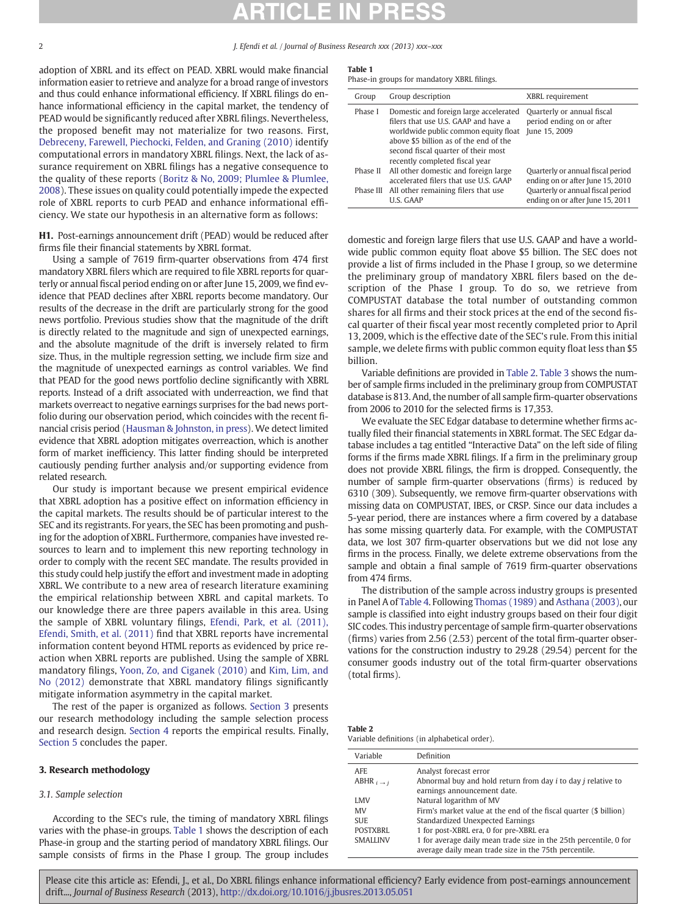adoption of XBRL and its effect on PEAD. XBRL would make financial information easier to retrieve and analyze for a broad range of investors and thus could enhance informational efficiency. If XBRL filings do enhance informational efficiency in the capital market, the tendency of PEAD would be significantly reduced after XBRL filings. Nevertheless, the proposed benefit may not materialize for two reasons. First, Debreceny, Farewell, Piechocki, Felden, and Graning (2010) identify computational errors in mandatory XBRL filings. Next, the lack of assurance requirement on XBRL filings has a negative consequence to the quality of these reports (Boritz & No, 2009; Plumlee & Plumlee, 2008). These issues on quality could potentially impede the expected role of XBRL reports to curb PEAD and enhance informational efficiency. We state our hypothesis in an alternative form as follows:

**H1.** Post-earnings announcement drift (PEAD) would be reduced after firms file their financial statements by XBRL format.

Using a sample of 7619 firm-quarter observations from 474 first mandatory XBRL filers which are required to file XBRL reports for quarterly or annual fiscal period ending on or after June 15, 2009, we find evidence that PEAD declines after XBRL reports become mandatory. Our results of the decrease in the drift are particularly strong for the good news portfolio. Previous studies show that the magnitude of the drift is directly related to the magnitude and sign of unexpected earnings, and the absolute magnitude of the drift is inversely related to firm size. Thus, in the multiple regression setting, we include firm size and the magnitude of unexpected earnings as control variables. We find that PEAD for the good news portfolio decline significantly with XBRL reports. Instead of a drift associated with underreaction, we find that markets overreact to negative earnings surprises for the bad news portfolio during our observation period, which coincides with the recent financial crisis period (Hausman & Johnston, in press). We detect limited evidence that XBRL adoption mitigates overreaction, which is another form of market inefficiency. This latter finding should be interpreted cautiously pending further analysis and/or supporting evidence from related research.

Our study is important because we present empirical evidence that XBRL adoption has a positive effect on information efficiency in the capital markets. The results should be of particular interest to the SEC and its registrants. For years, the SEC has been promoting and pushing for the adoption of XBRL. Furthermore, companies have invested resources to learn and to implement this new reporting technology in order to comply with the recent SEC mandate. The results provided in this study could help justify the effort and investment made in adopting XBRL. We contribute to a new area of research literature examining the empirical relationship between XBRL and capital markets. To our knowledge there are three papers available in this area. Using the sample of XBRL voluntary filings, Efendi, Park, et al. (2011), Efendi, Smith, et al. (2011) find that XBRL reports have incremental information content beyond HTML reports as evidenced by price reaction when XBRL reports are published. Using the sample of XBRL mandatory filings, Yoon, Zo, and Ciganek (2010) and Kim, Lim, and No (2012) demonstrate that XBRL mandatory filings significantly mitigate information asymmetry in the capital market.

The rest of the paper is organized as follows. Section 3 presents our research methodology including the sample selection process and research design. Section 4 reports the empirical results. Finally, Section 5 concludes the paper.

## 3. Research methodology

### 3.1. Sample selection

According to the SEC's rule, the timing of mandatory XBRL filings varies with the phase-in groups. Table 1 shows the description of each Phase-in group and the starting period of mandatory XBRL filings. Our sample consists of firms in the Phase I group. The group includes domestic and foreign large filers that use U.S. GAAP and have a worldwide public common equity float above $5 billion. The SEC does not provide a list of firms included in the Phase I group, so we determine the preliminary group of mandatory XBRL filers based on the description of the Phase I group. To do so, we retrieve from COMPUSTAT database the total number of outstanding common shares for all firms and their stock prices at the end of the second fiscal quarter of their fiscal year most recently completed prior to April 13, 2009, which is the effective date of the SEC's rule. From this initial sample, we delete firms with public common equity float less than $5 billion.

**Table 1**
Phase-in groups for mandatory XBRL filings.

| Group | Group description | XBRL requirement |
|---|---|---|
| Phase I | Domestic and foreign large accelerated filers that use U.S. GAAP and have a worldwide public common equity float above $5 billion as of the end of the second fiscal quarter of their most recently completed fiscal year | Quarterly or annual fiscal period ending on or after June 15, 2009 |
| Phase II | All other domestic and foreign large accelerated filers that use U.S. GAAP | Quarterly or annual fiscal period ending on or after June 15, 2010 |
| Phase III | All other remaining filers that use U.S. GAAP | Quarterly or annual fiscal period ending on or after June 15, 2011 |

Variable definitions are provided in Table 2. Table 3 shows the number of sample firms included in the preliminary group from COMPUSTAT database is 813. And, the number of all sample firm-quarter observations from 2006 to 2010 for the selected firms is 17,353.

We evaluate the SEC Edgar database to determine whether firms actually filed their financial statements in XBRL format. The SEC Edgar database includes a tag entitled "Interactive Data" on the left side of filing forms if the firms made XBRL filings. If a firm in the preliminary group does not provide XBRL filings, the firm is dropped. Consequently, the number of sample firm-quarter observations (firms) is reduced by 6310 (309). Subsequently, we remove firm-quarter observations with missing data on COMPUSTAT, IBES, or CRSP. Since our data includes a 5-year period, there are instances where a firm covered by a database has some missing quarterly data. For example, with the COMPUSTAT data, we lost 307 firm-quarter observations but we did not lose any firms in the process. Finally, we delete extreme observations from the sample and obtain a final sample of 7619 firm-quarter observations from 474 firms.

The distribution of the sample across industry groups is presented in Panel A of Table 4. Following Thomas (1989) and Asthana (2003), our sample is classified into eight industry groups based on their four digit SIC codes. This industry percentage of sample firm-quarter observations (firms) varies from 2.56 (2.53) percent of the total firm-quarter observations for the construction industry to 29.28 (29.54) percent for the consumer goods industry out of the total firm-quarter observations (total firms).

**Table 2**
Variable definitions (in alphabetical order).

| Variable | Definition |
|---|---|
| AFE | Analyst forecast error |
| $ABHR_{i \to j}$ | Abnormal buy and hold return from day *i* to day *j* relative to earnings announcement date. |
| LMV | Natural logarithm of MV |
| MV | Firm's market value at the end of the fiscal quarter ($ billion) |
| SUE | Standardized Unexpected Earnings |
| POSTXBRL | 1 for post-XBRL era, 0 for pre-XBRL era |
| SMALLINV | 1 for average daily mean trade size in the 25th percentile, 0 for average daily mean trade size in the 75th percentile. |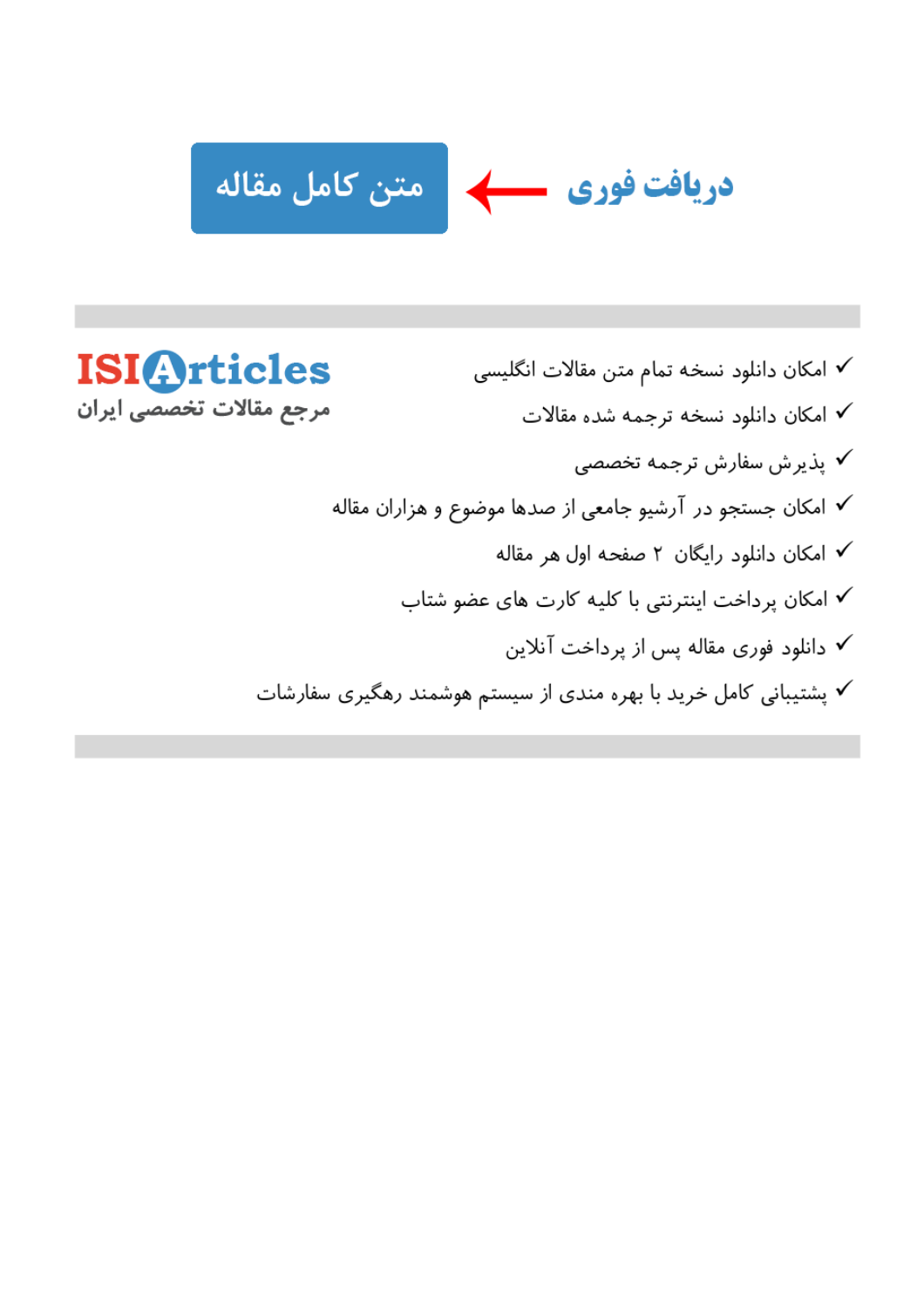دریافت فوری ← متن کامل مقاله

**ISIArticles**
مرجع مقالات تخصصی ایران

- ✓ امکان دانلود نسخه تمام متن مقالات انگلیسی
- ✓ امکان دانلود نسخه ترجمه شده مقالات
- ✓ پذیرش سفارش ترجمه تخصصی
- ✓ امکان جستجو در آرشیو جامعی از صدها موضوع و هزاران مقاله
- ✓ امکان دانلود رایگان ۲ صفحه اول هر مقاله
- ✓ امکان پرداخت اینترنتی با کلیه کارت های عضو شتاب
- ✓ دانلود فوری مقاله پس از پرداخت آنلاین
- ✓ پشتیبانی کامل خرید با بهره مندی از سیستم هوشمند رهگیری سفارشات